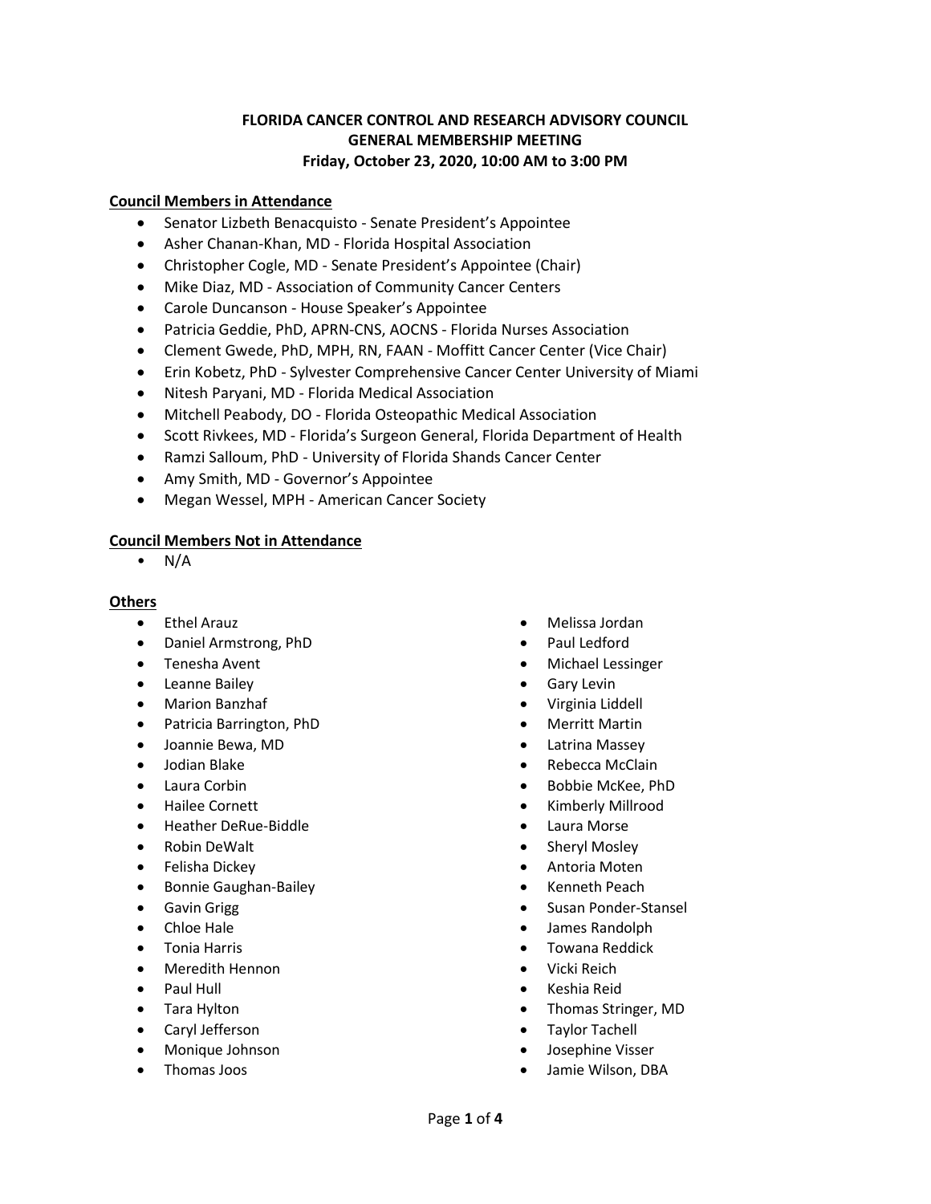# FLORIDA CANCER CONTROL AND RESEARCH ADVISORY COUNCIL
## GENERAL MEMBERSHIP MEETING
### Friday, October 23, 2020, 10:00 AM to 3:00 PM

**Council Members in Attendance**

- Senator Lizbeth Benacquisto - Senate President's Appointee
- Asher Chanan-Khan, MD - Florida Hospital Association
- Christopher Cogle, MD - Senate President's Appointee (Chair)
- Mike Diaz, MD - Association of Community Cancer Centers
- Carole Duncanson - House Speaker's Appointee
- Patricia Geddie, PhD, APRN-CNS, AOCNS - Florida Nurses Association
- Clement Gwede, PhD, MPH, RN, FAAN - Moffitt Cancer Center (Vice Chair)
- Erin Kobetz, PhD - Sylvester Comprehensive Cancer Center University of Miami
- Nitesh Paryani, MD - Florida Medical Association
- Mitchell Peabody, DO - Florida Osteopathic Medical Association
- Scott Rivkees, MD - Florida's Surgeon General, Florida Department of Health
- Ramzi Salloum, PhD - University of Florida Shands Cancer Center
- Amy Smith, MD - Governor's Appointee
- Megan Wessel, MPH - American Cancer Society

**Council Members Not in Attendance**

- N/A

**Others**

- Ethel Arauz
- Daniel Armstrong, PhD
- Tenesha Avent
- Leanne Bailey
- Marion Banzhaf
- Patricia Barrington, PhD
- Joannie Bewa, MD
- Jodian Blake
- Laura Corbin
- Hailee Cornett
- Heather DeRue-Biddle
- Robin DeWalt
- Felisha Dickey
- Bonnie Gaughan-Bailey
- Gavin Grigg
- Chloe Hale
- Tonia Harris
- Meredith Hennon
- Paul Hull
- Tara Hylton
- Caryl Jefferson
- Monique Johnson
- Thomas Joos
- Melissa Jordan
- Paul Ledford
- Michael Lessinger
- Gary Levin
- Virginia Liddell
- Merritt Martin
- Latrina Massey
- Rebecca McClain
- Bobbie McKee, PhD
- Kimberly Millrood
- Laura Morse
- Sheryl Mosley
- Antoria Moten
- Kenneth Peach
- Susan Ponder-Stansel
- James Randolph
- Towana Reddick
- Vicki Reich
- Keshia Reid
- Thomas Stringer, MD
- Taylor Tachell
- Josephine Visser
- Jamie Wilson, DBA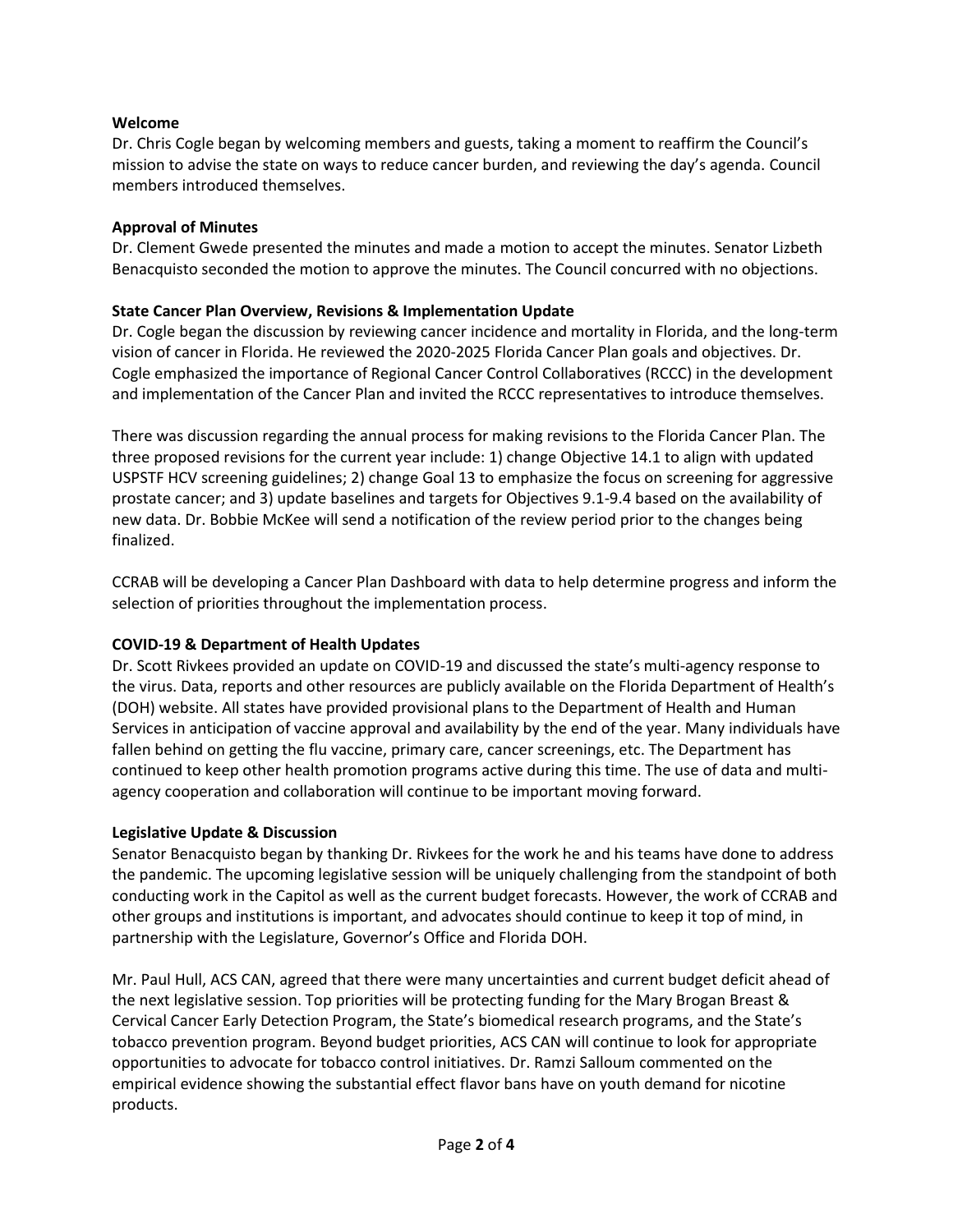**Welcome**

Dr. Chris Cogle began by welcoming members and guests, taking a moment to reaffirm the Council's mission to advise the state on ways to reduce cancer burden, and reviewing the day's agenda. Council members introduced themselves.

**Approval of Minutes**

Dr. Clement Gwede presented the minutes and made a motion to accept the minutes. Senator Lizbeth Benacquisto seconded the motion to approve the minutes. The Council concurred with no objections.

**State Cancer Plan Overview, Revisions & Implementation Update**

Dr. Cogle began the discussion by reviewing cancer incidence and mortality in Florida, and the long-term vision of cancer in Florida. He reviewed the 2020-2025 Florida Cancer Plan goals and objectives. Dr. Cogle emphasized the importance of Regional Cancer Control Collaboratives (RCCC) in the development and implementation of the Cancer Plan and invited the RCCC representatives to introduce themselves.

There was discussion regarding the annual process for making revisions to the Florida Cancer Plan. The three proposed revisions for the current year include: 1) change Objective 14.1 to align with updated USPSTF HCV screening guidelines; 2) change Goal 13 to emphasize the focus on screening for aggressive prostate cancer; and 3) update baselines and targets for Objectives 9.1-9.4 based on the availability of new data. Dr. Bobbie McKee will send a notification of the review period prior to the changes being finalized.

CCRAB will be developing a Cancer Plan Dashboard with data to help determine progress and inform the selection of priorities throughout the implementation process.

**COVID-19 & Department of Health Updates**

Dr. Scott Rivkees provided an update on COVID-19 and discussed the state's multi-agency response to the virus. Data, reports and other resources are publicly available on the Florida Department of Health's (DOH) website. All states have provided provisional plans to the Department of Health and Human Services in anticipation of vaccine approval and availability by the end of the year. Many individuals have fallen behind on getting the flu vaccine, primary care, cancer screenings, etc. The Department has continued to keep other health promotion programs active during this time. The use of data and multi-agency cooperation and collaboration will continue to be important moving forward.

**Legislative Update & Discussion**

Senator Benacquisto began by thanking Dr. Rivkees for the work he and his teams have done to address the pandemic. The upcoming legislative session will be uniquely challenging from the standpoint of both conducting work in the Capitol as well as the current budget forecasts. However, the work of CCRAB and other groups and institutions is important, and advocates should continue to keep it top of mind, in partnership with the Legislature, Governor's Office and Florida DOH.

Mr. Paul Hull, ACS CAN, agreed that there were many uncertainties and current budget deficit ahead of the next legislative session. Top priorities will be protecting funding for the Mary Brogan Breast & Cervical Cancer Early Detection Program, the State's biomedical research programs, and the State's tobacco prevention program. Beyond budget priorities, ACS CAN will continue to look for appropriate opportunities to advocate for tobacco control initiatives. Dr. Ramzi Salloum commented on the empirical evidence showing the substantial effect flavor bans have on youth demand for nicotine products.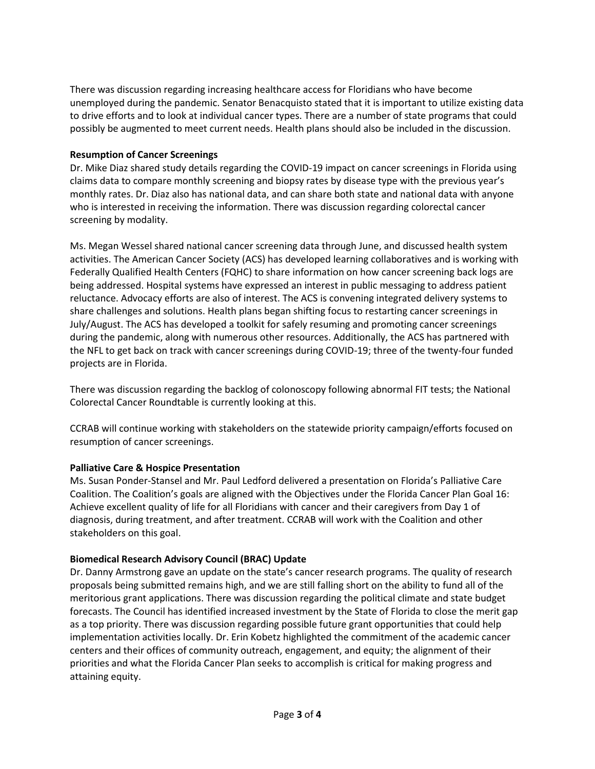There was discussion regarding increasing healthcare access for Floridians who have become unemployed during the pandemic. Senator Benacquisto stated that it is important to utilize existing data to drive efforts and to look at individual cancer types. There are a number of state programs that could possibly be augmented to meet current needs. Health plans should also be included in the discussion.

**Resumption of Cancer Screenings**

Dr. Mike Diaz shared study details regarding the COVID-19 impact on cancer screenings in Florida using claims data to compare monthly screening and biopsy rates by disease type with the previous year's monthly rates. Dr. Diaz also has national data, and can share both state and national data with anyone who is interested in receiving the information. There was discussion regarding colorectal cancer screening by modality.

Ms. Megan Wessel shared national cancer screening data through June, and discussed health system activities. The American Cancer Society (ACS) has developed learning collaboratives and is working with Federally Qualified Health Centers (FQHC) to share information on how cancer screening back logs are being addressed. Hospital systems have expressed an interest in public messaging to address patient reluctance. Advocacy efforts are also of interest. The ACS is convening integrated delivery systems to share challenges and solutions. Health plans began shifting focus to restarting cancer screenings in July/August. The ACS has developed a toolkit for safely resuming and promoting cancer screenings during the pandemic, along with numerous other resources. Additionally, the ACS has partnered with the NFL to get back on track with cancer screenings during COVID-19; three of the twenty-four funded projects are in Florida.

There was discussion regarding the backlog of colonoscopy following abnormal FIT tests; the National Colorectal Cancer Roundtable is currently looking at this.

CCRAB will continue working with stakeholders on the statewide priority campaign/efforts focused on resumption of cancer screenings.

**Palliative Care & Hospice Presentation**

Ms. Susan Ponder-Stansel and Mr. Paul Ledford delivered a presentation on Florida's Palliative Care Coalition. The Coalition's goals are aligned with the Objectives under the Florida Cancer Plan Goal 16: Achieve excellent quality of life for all Floridians with cancer and their caregivers from Day 1 of diagnosis, during treatment, and after treatment. CCRAB will work with the Coalition and other stakeholders on this goal.

**Biomedical Research Advisory Council (BRAC) Update**

Dr. Danny Armstrong gave an update on the state's cancer research programs. The quality of research proposals being submitted remains high, and we are still falling short on the ability to fund all of the meritorious grant applications. There was discussion regarding the political climate and state budget forecasts. The Council has identified increased investment by the State of Florida to close the merit gap as a top priority. There was discussion regarding possible future grant opportunities that could help implementation activities locally. Dr. Erin Kobetz highlighted the commitment of the academic cancer centers and their offices of community outreach, engagement, and equity; the alignment of their priorities and what the Florida Cancer Plan seeks to accomplish is critical for making progress and attaining equity.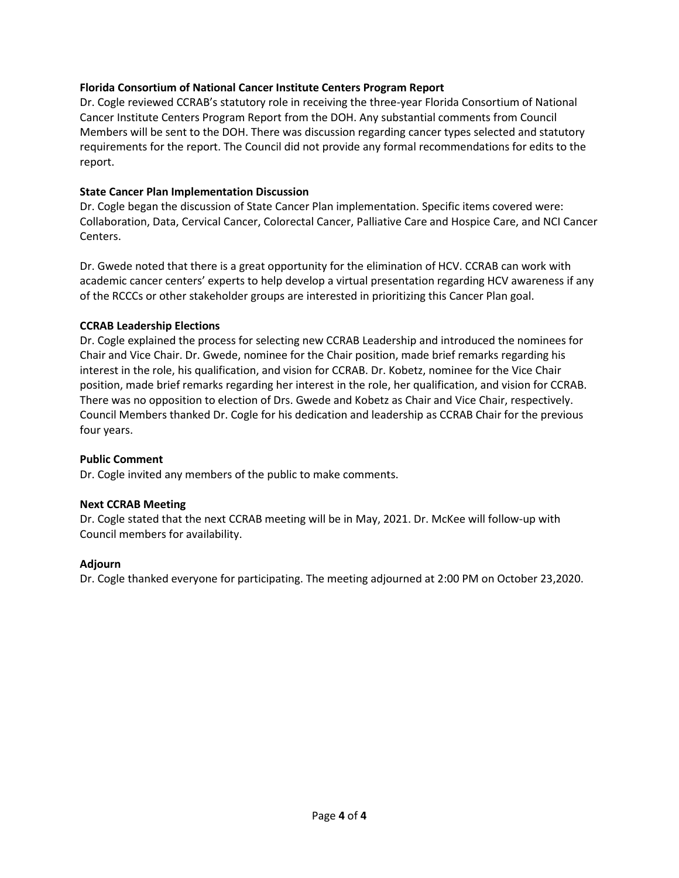**Florida Consortium of National Cancer Institute Centers Program Report**

Dr. Cogle reviewed CCRAB's statutory role in receiving the three-year Florida Consortium of National Cancer Institute Centers Program Report from the DOH. Any substantial comments from Council Members will be sent to the DOH. There was discussion regarding cancer types selected and statutory requirements for the report. The Council did not provide any formal recommendations for edits to the report.

**State Cancer Plan Implementation Discussion**

Dr. Cogle began the discussion of State Cancer Plan implementation. Specific items covered were: Collaboration, Data, Cervical Cancer, Colorectal Cancer, Palliative Care and Hospice Care, and NCI Cancer Centers.

Dr. Gwede noted that there is a great opportunity for the elimination of HCV. CCRAB can work with academic cancer centers' experts to help develop a virtual presentation regarding HCV awareness if any of the RCCCs or other stakeholder groups are interested in prioritizing this Cancer Plan goal.

**CCRAB Leadership Elections**

Dr. Cogle explained the process for selecting new CCRAB Leadership and introduced the nominees for Chair and Vice Chair. Dr. Gwede, nominee for the Chair position, made brief remarks regarding his interest in the role, his qualification, and vision for CCRAB. Dr. Kobetz, nominee for the Vice Chair position, made brief remarks regarding her interest in the role, her qualification, and vision for CCRAB. There was no opposition to election of Drs. Gwede and Kobetz as Chair and Vice Chair, respectively. Council Members thanked Dr. Cogle for his dedication and leadership as CCRAB Chair for the previous four years.

**Public Comment**

Dr. Cogle invited any members of the public to make comments.

**Next CCRAB Meeting**

Dr. Cogle stated that the next CCRAB meeting will be in May, 2021. Dr. McKee will follow-up with Council members for availability.

**Adjourn**

Dr. Cogle thanked everyone for participating. The meeting adjourned at 2:00 PM on October 23,2020.